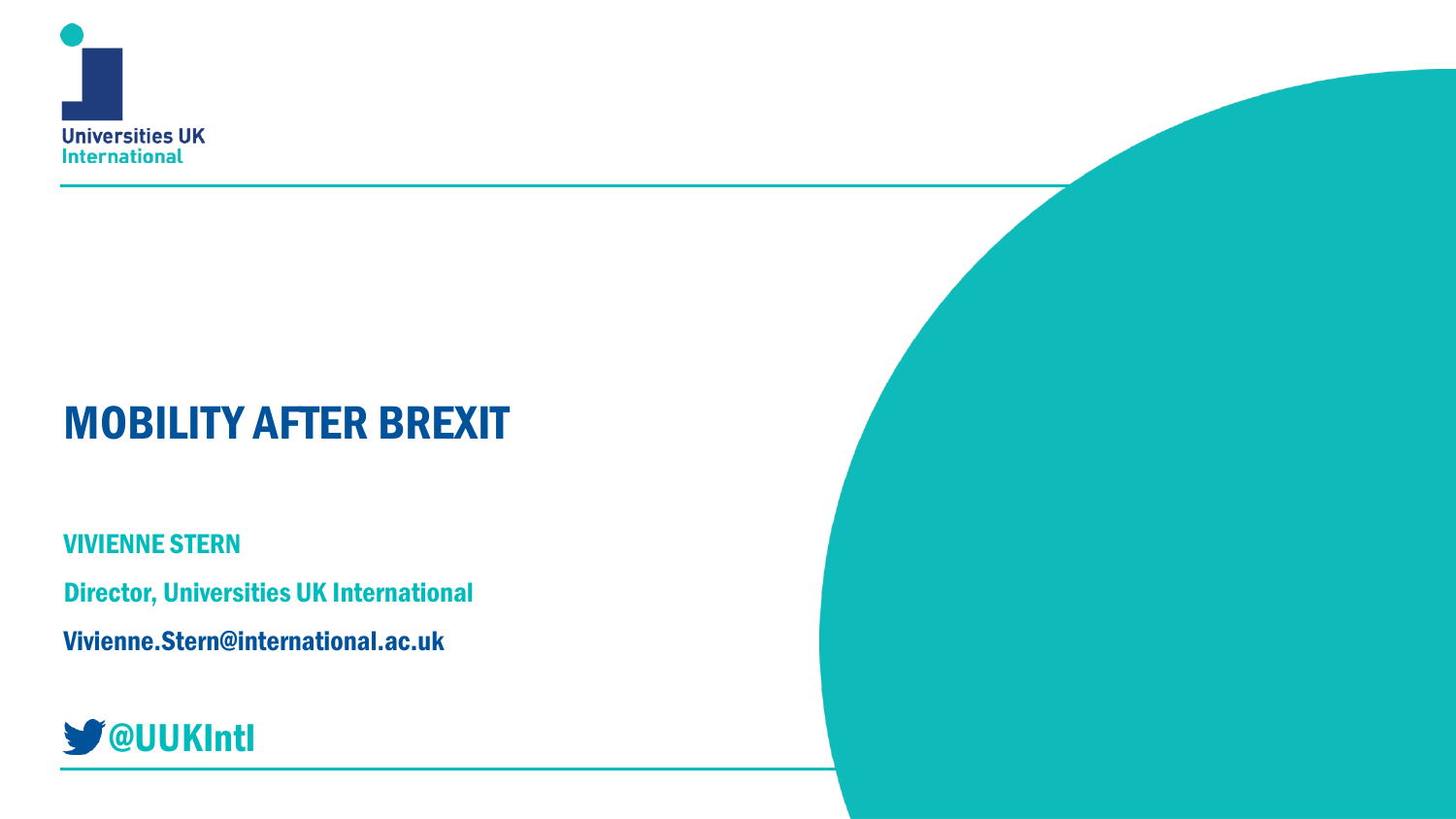Universities UK
International

# MOBILITY AFTER BREXIT

VIVIENNE STERN

Director, Universities UK International

Vivienne.Stern@international.ac.uk

@UUKIntl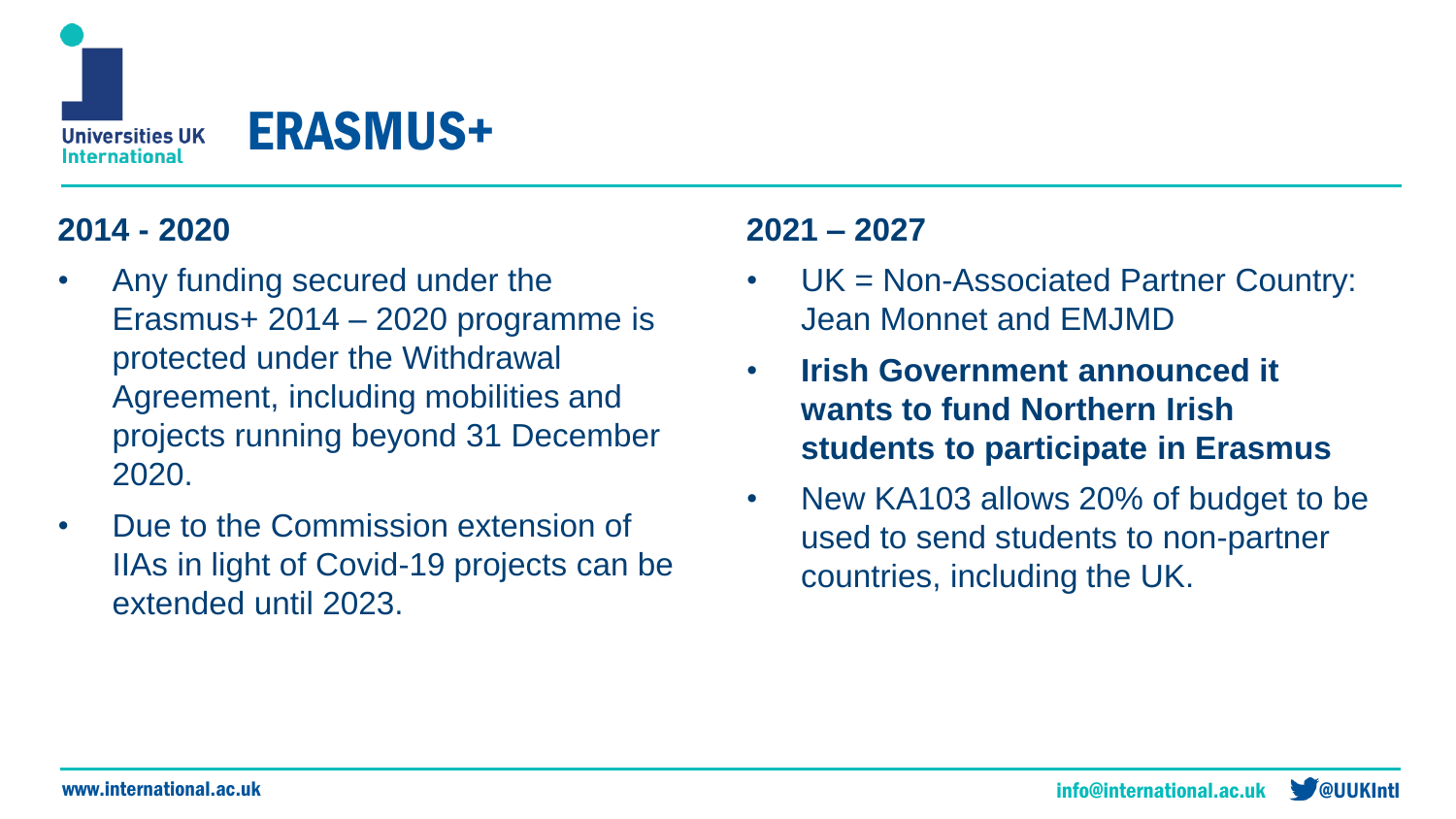# ERASMUS+

## 2014 - 2020

- Any funding secured under the Erasmus+ 2014 – 2020 programme is protected under the Withdrawal Agreement, including mobilities and projects running beyond 31 December 2020.
- Due to the Commission extension of IIAs in light of Covid-19 projects can be extended until 2023.

## 2021 – 2027

- UK = Non-Associated Partner Country: Jean Monnet and EMJMD
- **Irish Government announced it wants to fund Northern Irish students to participate in Erasmus**
- New KA103 allows 20% of budget to be used to send students to non-partner countries, including the UK.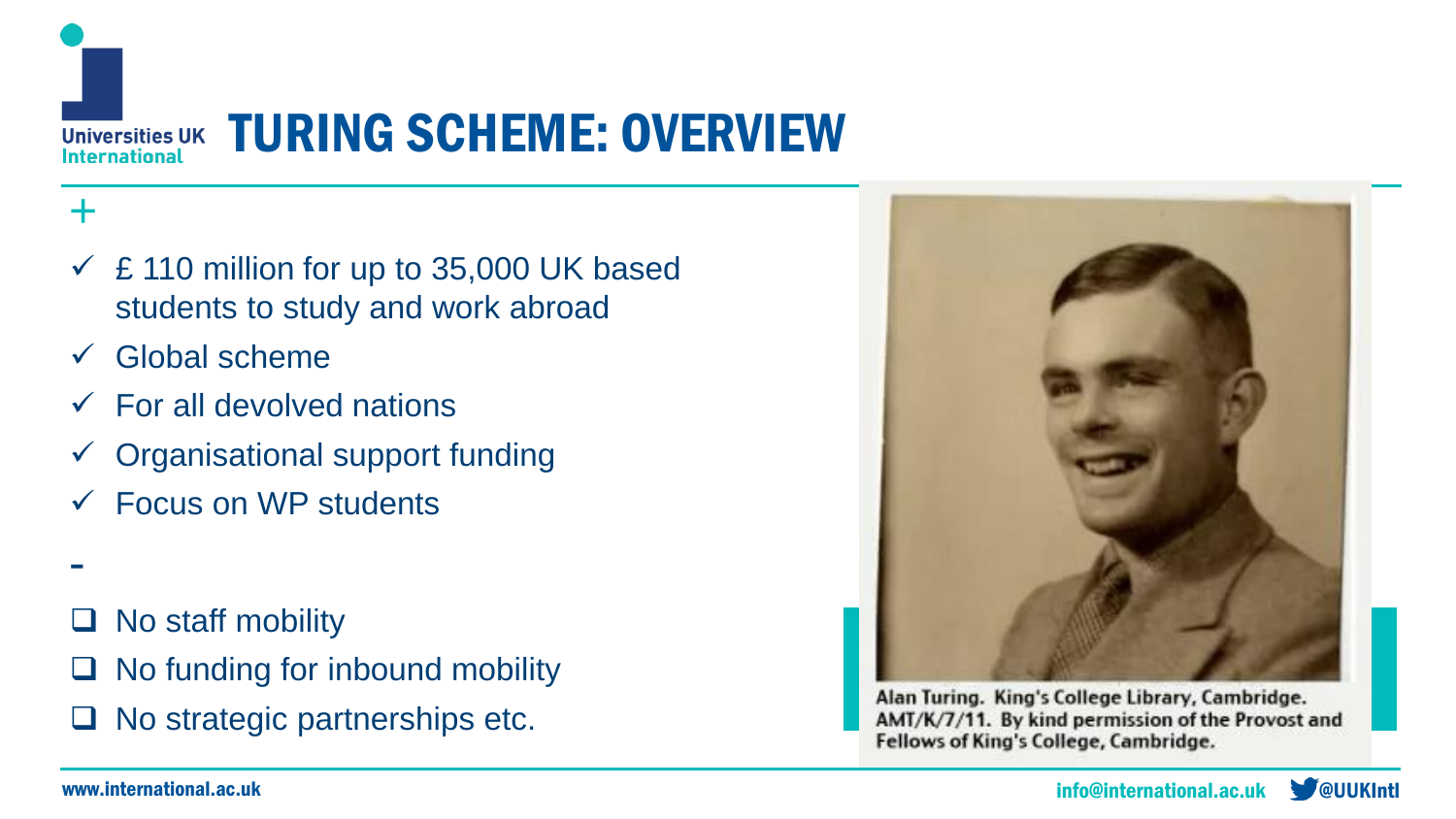# TURING SCHEME: OVERVIEW

+

- ✓ £ 110 million for up to 35,000 UK based students to study and work abroad
- ✓ Global scheme
- ✓ For all devolved nations
- ✓ Organisational support funding
- ✓ Focus on WP students

-

- ❑ No staff mobility
- ❑ No funding for inbound mobility
- ❑ No strategic partnerships etc.

Alan Turing. King's College Library, Cambridge. AMT/K/7/11. By kind permission of the Provost and Fellows of King's College, Cambridge.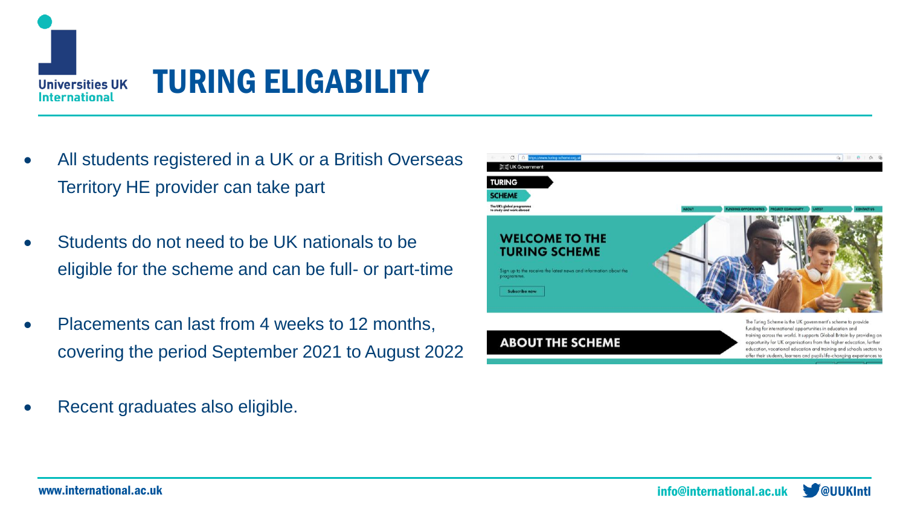# TURING ELIGABILITY

- All students registered in a UK or a British Overseas Territory HE provider can take part
- Students do not need to be UK nationals to be eligible for the scheme and can be full- or part-time
- Placements can last from 4 weeks to 12 months, covering the period September 2021 to August 2022
- Recent graduates also eligible.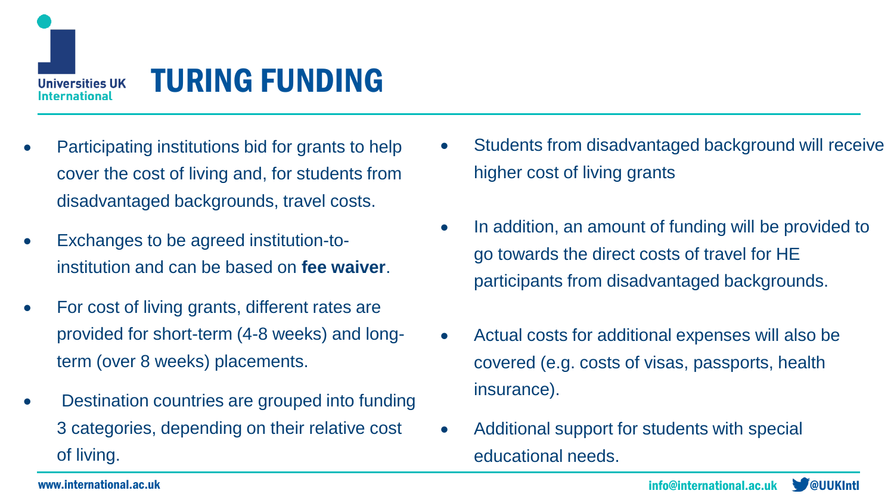# TURING FUNDING

- Participating institutions bid for grants to help cover the cost of living and, for students from disadvantaged backgrounds, travel costs.
- Exchanges to be agreed institution-to-institution and can be based on **fee waiver**.
- For cost of living grants, different rates are provided for short-term (4-8 weeks) and long-term (over 8 weeks) placements.
- Destination countries are grouped into funding 3 categories, depending on their relative cost of living.
- Students from disadvantaged background will receive higher cost of living grants
- In addition, an amount of funding will be provided to go towards the direct costs of travel for HE participants from disadvantaged backgrounds.
- Actual costs for additional expenses will also be covered (e.g. costs of visas, passports, health insurance).
- Additional support for students with special educational needs.

www.international.ac.uk info@international.ac.uk @UUKIntl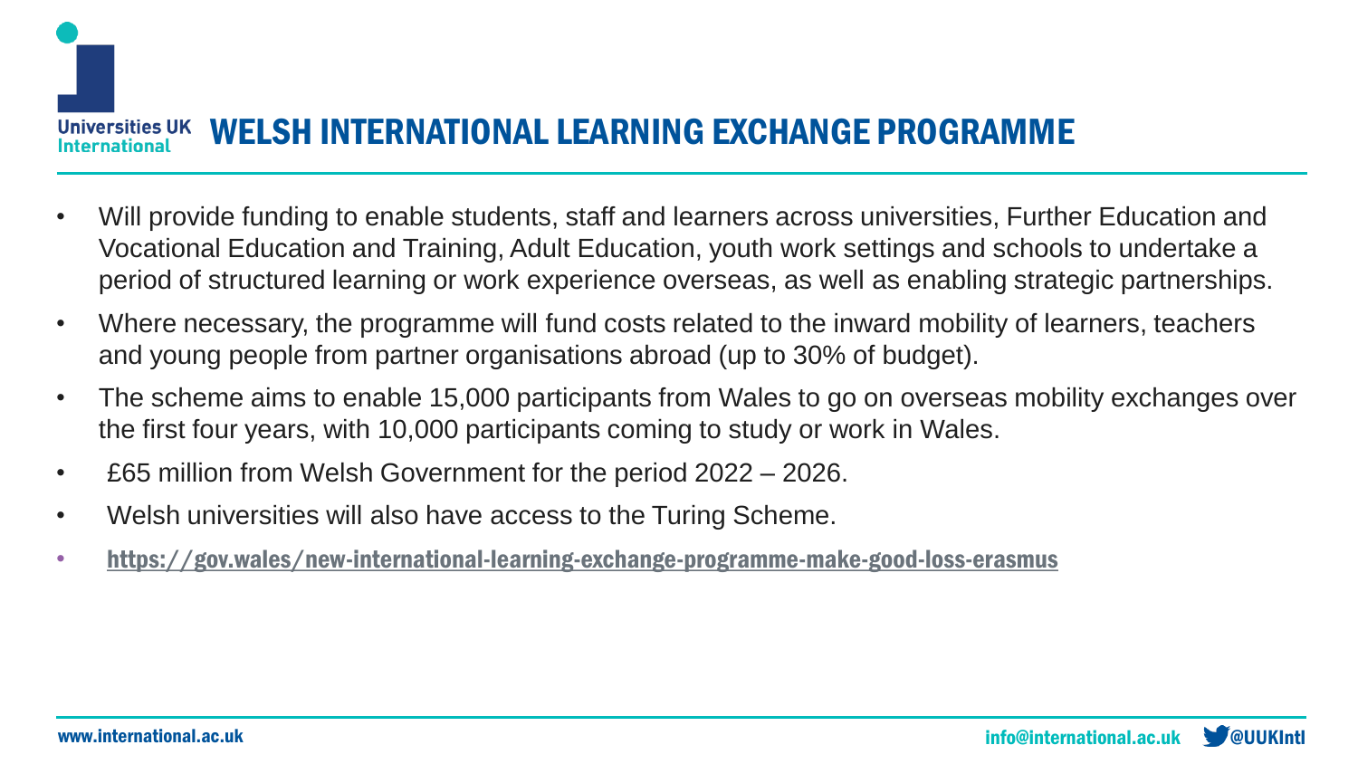# WELSH INTERNATIONAL LEARNING EXCHANGE PROGRAMME

- Will provide funding to enable students, staff and learners across universities, Further Education and Vocational Education and Training, Adult Education, youth work settings and schools to undertake a period of structured learning or work experience overseas, as well as enabling strategic partnerships.
- Where necessary, the programme will fund costs related to the inward mobility of learners, teachers and young people from partner organisations abroad (up to 30% of budget).
- The scheme aims to enable 15,000 participants from Wales to go on overseas mobility exchanges over the first four years, with 10,000 participants coming to study or work in Wales.
- £65 million from Welsh Government for the period 2022 – 2026.
- Welsh universities will also have access to the Turing Scheme.
- https://gov.wales/new-international-learning-exchange-programme-make-good-loss-erasmus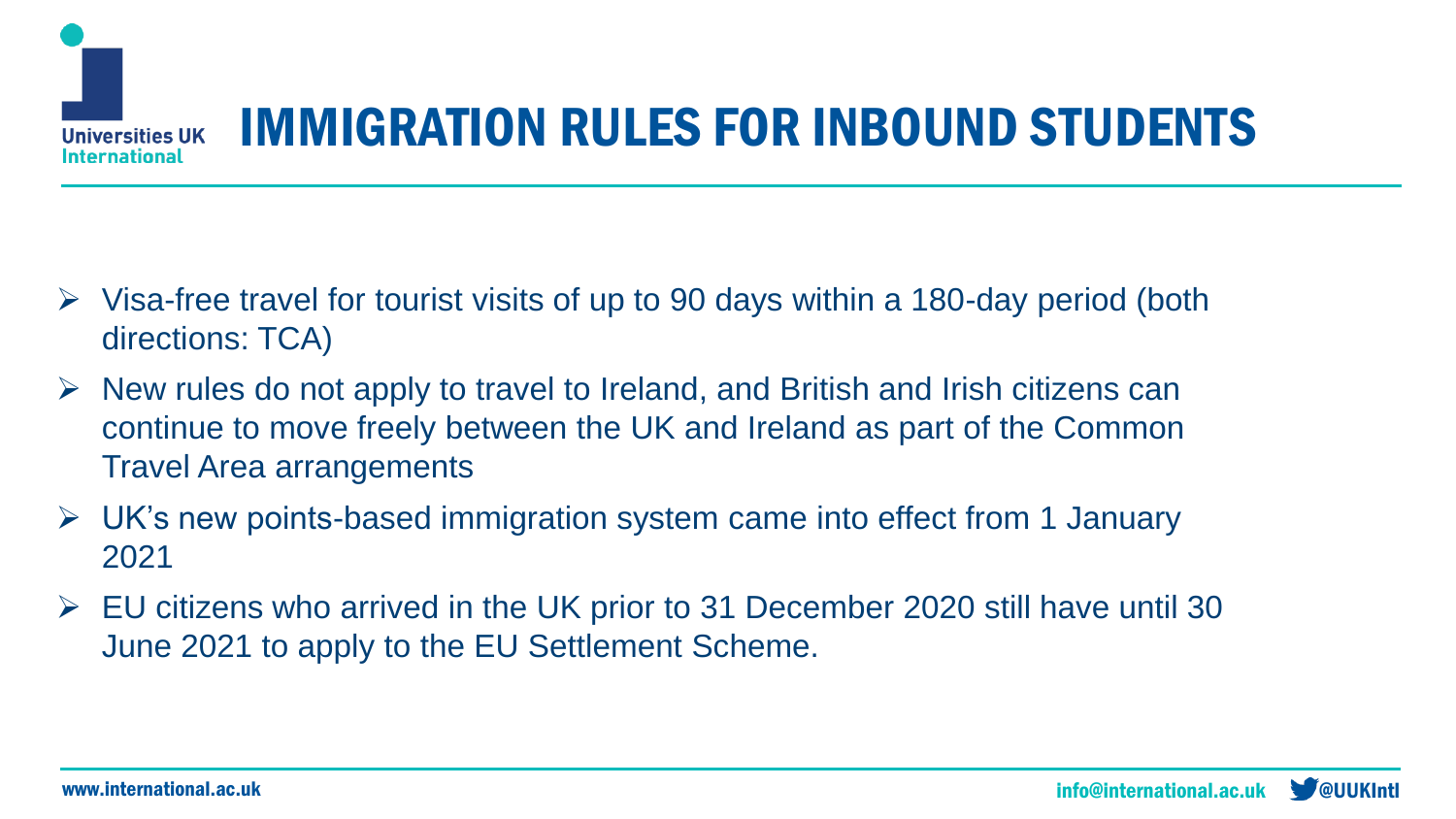# IMMIGRATION RULES FOR INBOUND STUDENTS

- Visa-free travel for tourist visits of up to 90 days within a 180-day period (both directions: TCA)
- New rules do not apply to travel to Ireland, and British and Irish citizens can continue to move freely between the UK and Ireland as part of the Common Travel Area arrangements
- UK's new points-based immigration system came into effect from 1 January 2021
- EU citizens who arrived in the UK prior to 31 December 2020 still have until 30 June 2021 to apply to the EU Settlement Scheme.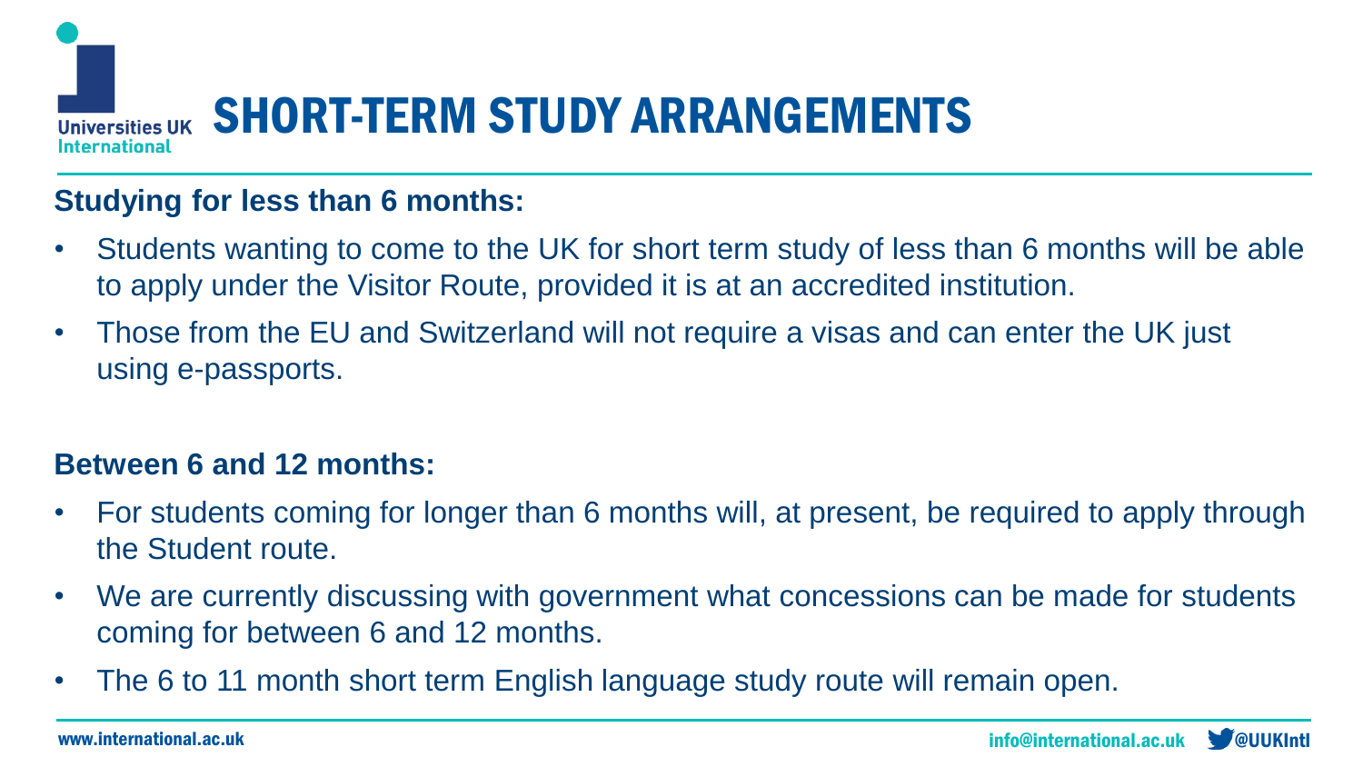# SHORT-TERM STUDY ARRANGEMENTS

**Studying for less than 6 months:**

- Students wanting to come to the UK for short term study of less than 6 months will be able to apply under the Visitor Route, provided it is at an accredited institution.
- Those from the EU and Switzerland will not require a visas and can enter the UK just using e-passports.

**Between 6 and 12 months:**

- For students coming for longer than 6 months will, at present, be required to apply through the Student route.
- We are currently discussing with government what concessions can be made for students coming for between 6 and 12 months.
- The 6 to 11 month short term English language study route will remain open.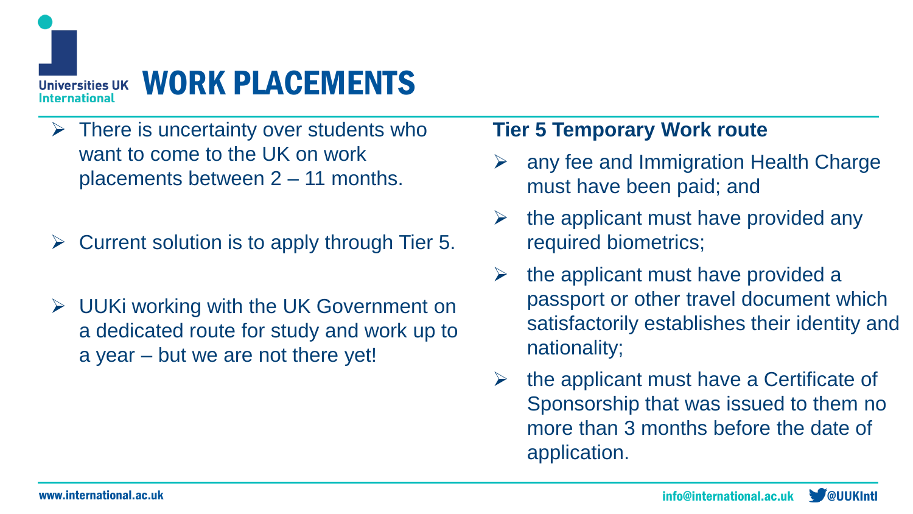# WORK PLACEMENTS

- There is uncertainty over students who want to come to the UK on work placements between 2 – 11 months.
- Current solution is to apply through Tier 5.
- UUKi working with the UK Government on a dedicated route for study and work up to a year – but we are not there yet!

**Tier 5 Temporary Work route**

- any fee and Immigration Health Charge must have been paid; and
- the applicant must have provided any required biometrics;
- the applicant must have provided a passport or other travel document which satisfactorily establishes their identity and nationality;
- the applicant must have a Certificate of Sponsorship that was issued to them no more than 3 months before the date of application.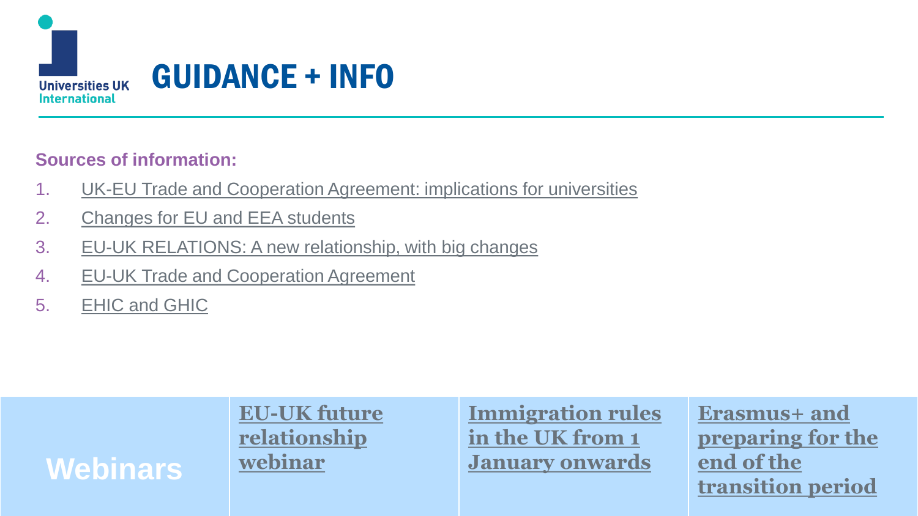# GUIDANCE + INFO

**Sources of information:**

1. UK-EU Trade and Cooperation Agreement: implications for universities
2. Changes for EU and EEA students
3. EU-UK RELATIONS: A new relationship, with big changes
4. EU-UK Trade and Cooperation Agreement
5. EHIC and GHIC

| Webinars | EU-UK future relationship webinar | Immigration rules in the UK from 1 January onwards | Erasmus+ and preparing for the end of the transition period |
|---|---|---|---|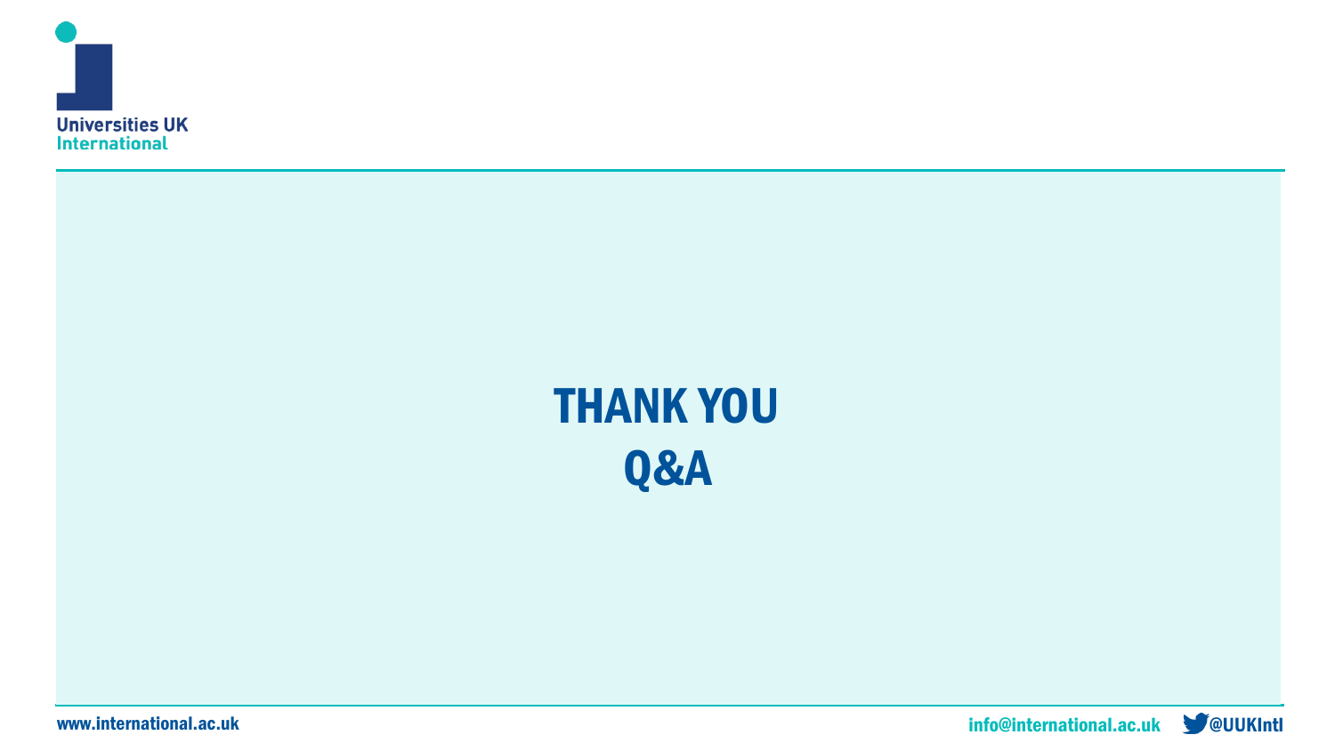Universities UK International

# THANK YOU

# Q&A

www.international.ac.uk

info@international.ac.uk @UUKIntl